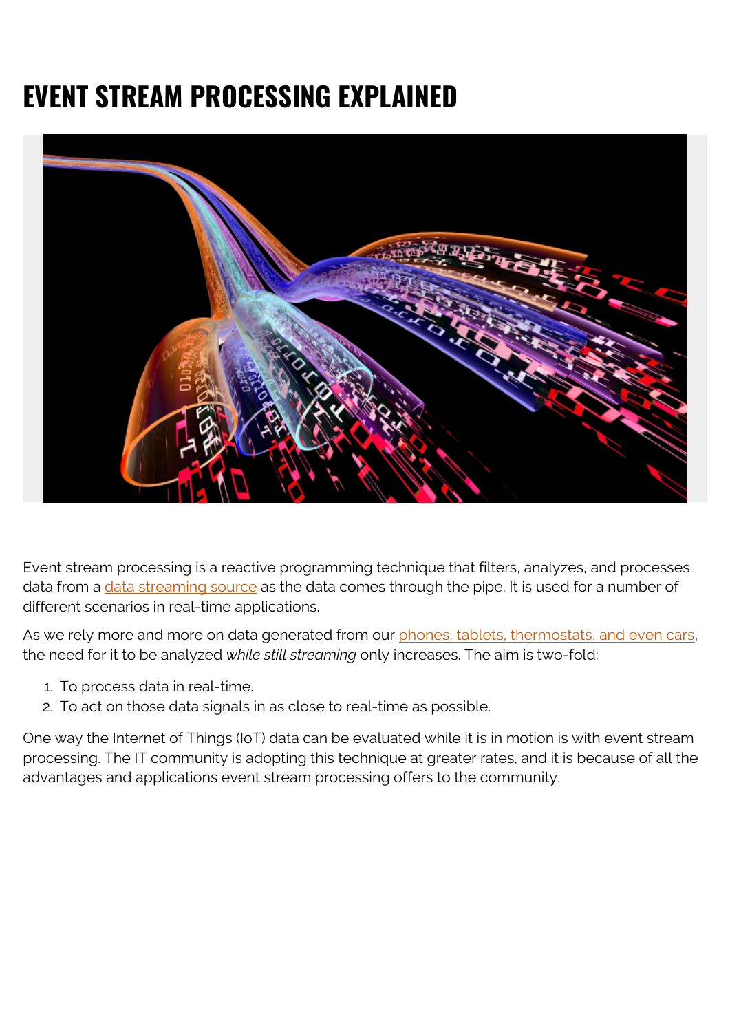# EVENT STREAM PROCESSING EXPLAINED

Event stream processing is a reactive programming technique that filters, analyzes, and processes data from a data streaming source as the data comes through the pipe. It is used for a number of different scenarios in real-time applications.

As we rely more and more on data generated from our phones, tablets, thermostats, and even cars, the need for it to be analyzed *while still streaming* only increases. The aim is two-fold:

1. To process data in real-time.
2. To act on those data signals in as close to real-time as possible.

One way the Internet of Things (IoT) data can be evaluated while it is in motion is with event stream processing. The IT community is adopting this technique at greater rates, and it is because of all the advantages and applications event stream processing offers to the community.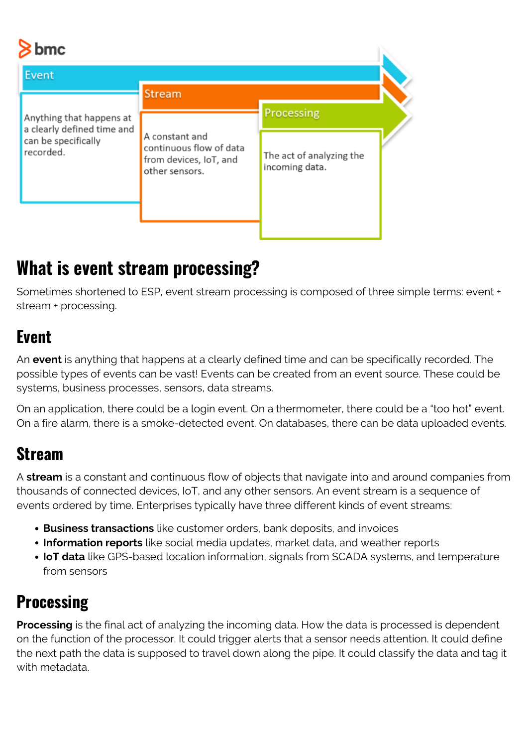## What is event stream processing?

Sometimes shortened to ESP, event stream processing is composed of three simple terms: event + stream + processing.

### Event

An **event** is anything that happens at a clearly defined time and can be specifically recorded. The possible types of events can be vast! Events can be created from an event source. These could be systems, business processes, sensors, data streams.

On an application, there could be a login event. On a thermometer, there could be a "too hot" event. On a fire alarm, there is a smoke-detected event. On databases, there can be data uploaded events.

### Stream

A **stream** is a constant and continuous flow of objects that navigate into and around companies from thousands of connected devices, IoT, and any other sensors. An event stream is a sequence of events ordered by time. Enterprises typically have three different kinds of event streams:

- **Business transactions** like customer orders, bank deposits, and invoices
- **Information reports** like social media updates, market data, and weather reports
- **IoT data** like GPS-based location information, signals from SCADA systems, and temperature from sensors

### Processing

**Processing** is the final act of analyzing the incoming data. How the data is processed is dependent on the function of the processor. It could trigger alerts that a sensor needs attention. It could define the next path the data is supposed to travel down along the pipe. It could classify the data and tag it with metadata.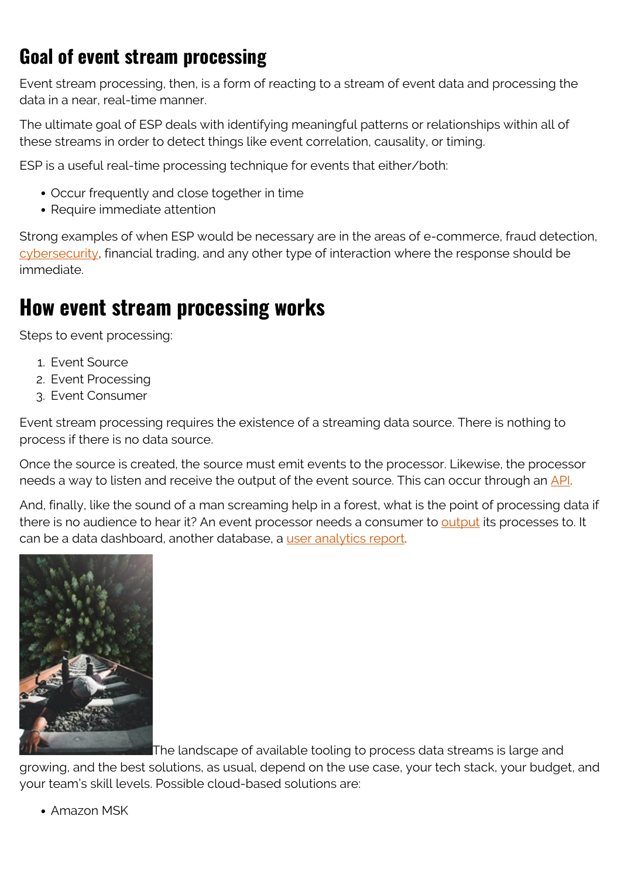## Goal of event stream processing

Event stream processing, then, is a form of reacting to a stream of event data and processing the data in a near, real-time manner.

The ultimate goal of ESP deals with identifying meaningful patterns or relationships within all of these streams in order to detect things like event correlation, causality, or timing.

ESP is a useful real-time processing technique for events that either/both:

- Occur frequently and close together in time
- Require immediate attention

Strong examples of when ESP would be necessary are in the areas of e-commerce, fraud detection, cybersecurity, financial trading, and any other type of interaction where the response should be immediate.

## How event stream processing works

Steps to event processing:

1. Event Source
2. Event Processing
3. Event Consumer

Event stream processing requires the existence of a streaming data source. There is nothing to process if there is no data source.

Once the source is created, the source must emit events to the processor. Likewise, the processor needs a way to listen and receive the output of the event source. This can occur through an API.

And, finally, like the sound of a man screaming help in a forest, what is the point of processing data if there is no audience to hear it? An event processor needs a consumer to output its processes to. It can be a data dashboard, another database, a user analytics report.

The landscape of available tooling to process data streams is large and growing, and the best solutions, as usual, depend on the use case, your tech stack, your budget, and your team's skill levels. Possible cloud-based solutions are:

- Amazon MSK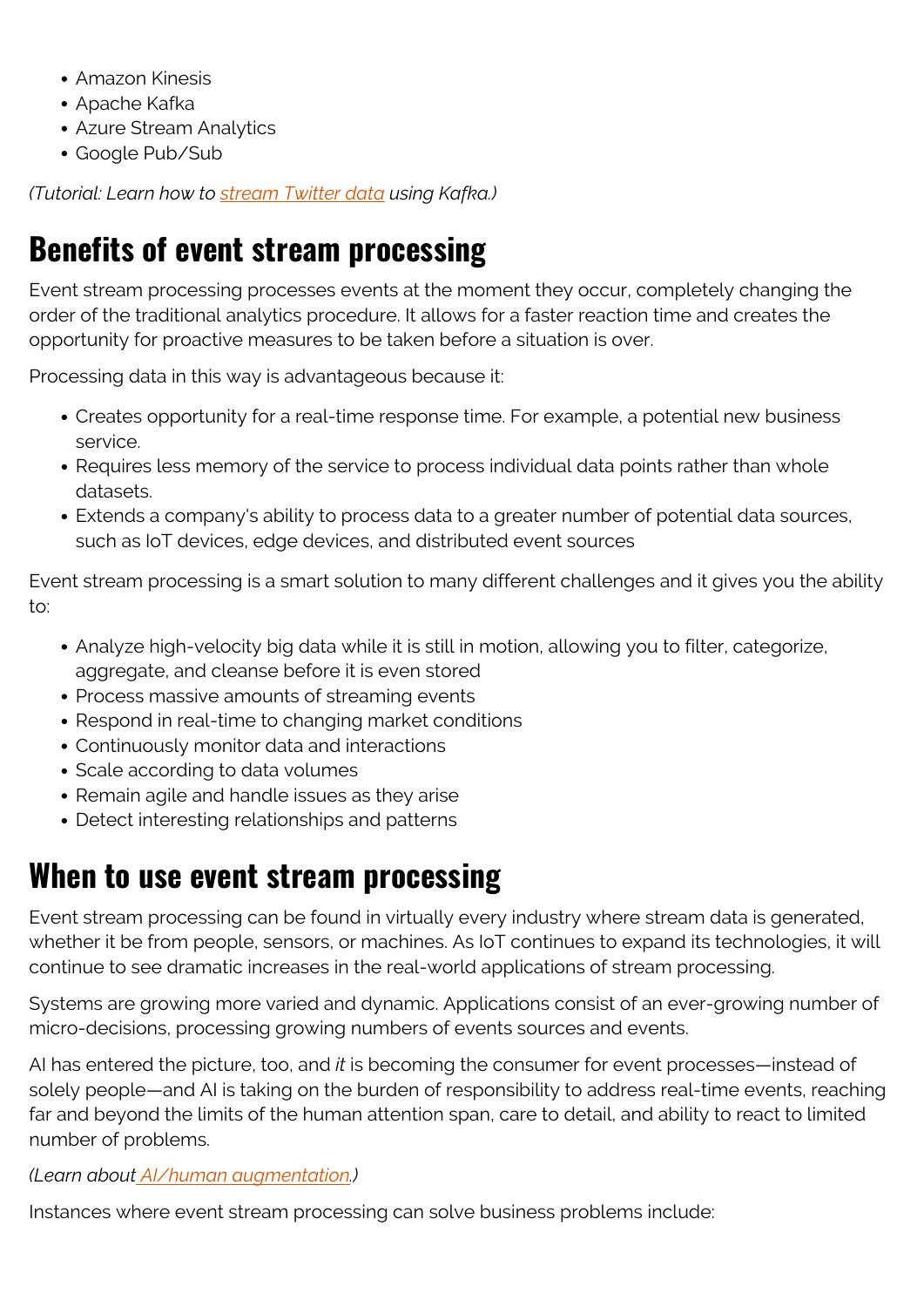- Amazon Kinesis
- Apache Kafka
- Azure Stream Analytics
- Google Pub/Sub

*(Tutorial: Learn how to stream Twitter data using Kafka.)*

## Benefits of event stream processing

Event stream processing processes events at the moment they occur, completely changing the order of the traditional analytics procedure. It allows for a faster reaction time and creates the opportunity for proactive measures to be taken before a situation is over.

Processing data in this way is advantageous because it:

- Creates opportunity for a real-time response time. For example, a potential new business service.
- Requires less memory of the service to process individual data points rather than whole datasets.
- Extends a company's ability to process data to a greater number of potential data sources, such as IoT devices, edge devices, and distributed event sources

Event stream processing is a smart solution to many different challenges and it gives you the ability to:

- Analyze high-velocity big data while it is still in motion, allowing you to filter, categorize, aggregate, and cleanse before it is even stored
- Process massive amounts of streaming events
- Respond in real-time to changing market conditions
- Continuously monitor data and interactions
- Scale according to data volumes
- Remain agile and handle issues as they arise
- Detect interesting relationships and patterns

## When to use event stream processing

Event stream processing can be found in virtually every industry where stream data is generated, whether it be from people, sensors, or machines. As IoT continues to expand its technologies, it will continue to see dramatic increases in the real-world applications of stream processing.

Systems are growing more varied and dynamic. Applications consist of an ever-growing number of micro-decisions, processing growing numbers of events sources and events.

AI has entered the picture, too, and *it* is becoming the consumer for event processes—instead of solely people—and AI is taking on the burden of responsibility to address real-time events, reaching far and beyond the limits of the human attention span, care to detail, and ability to react to limited number of problems.

*(Learn about AI/human augmentation.)*

Instances where event stream processing can solve business problems include: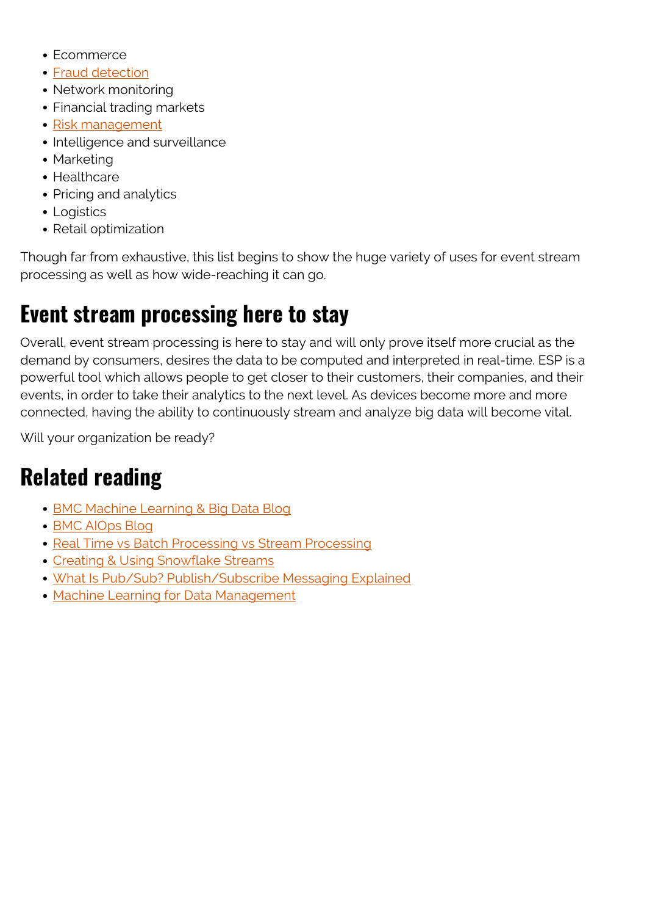- Ecommerce
- Fraud detection
- Network monitoring
- Financial trading markets
- Risk management
- Intelligence and surveillance
- Marketing
- Healthcare
- Pricing and analytics
- Logistics
- Retail optimization

Though far from exhaustive, this list begins to show the huge variety of uses for event stream processing as well as how wide-reaching it can go.

## Event stream processing here to stay

Overall, event stream processing is here to stay and will only prove itself more crucial as the demand by consumers, desires the data to be computed and interpreted in real-time. ESP is a powerful tool which allows people to get closer to their customers, their companies, and their events, in order to take their analytics to the next level. As devices become more and more connected, having the ability to continuously stream and analyze big data will become vital.

Will your organization be ready?

## Related reading

- BMC Machine Learning & Big Data Blog
- BMC AIOps Blog
- Real Time vs Batch Processing vs Stream Processing
- Creating & Using Snowflake Streams
- What Is Pub/Sub? Publish/Subscribe Messaging Explained
- Machine Learning for Data Management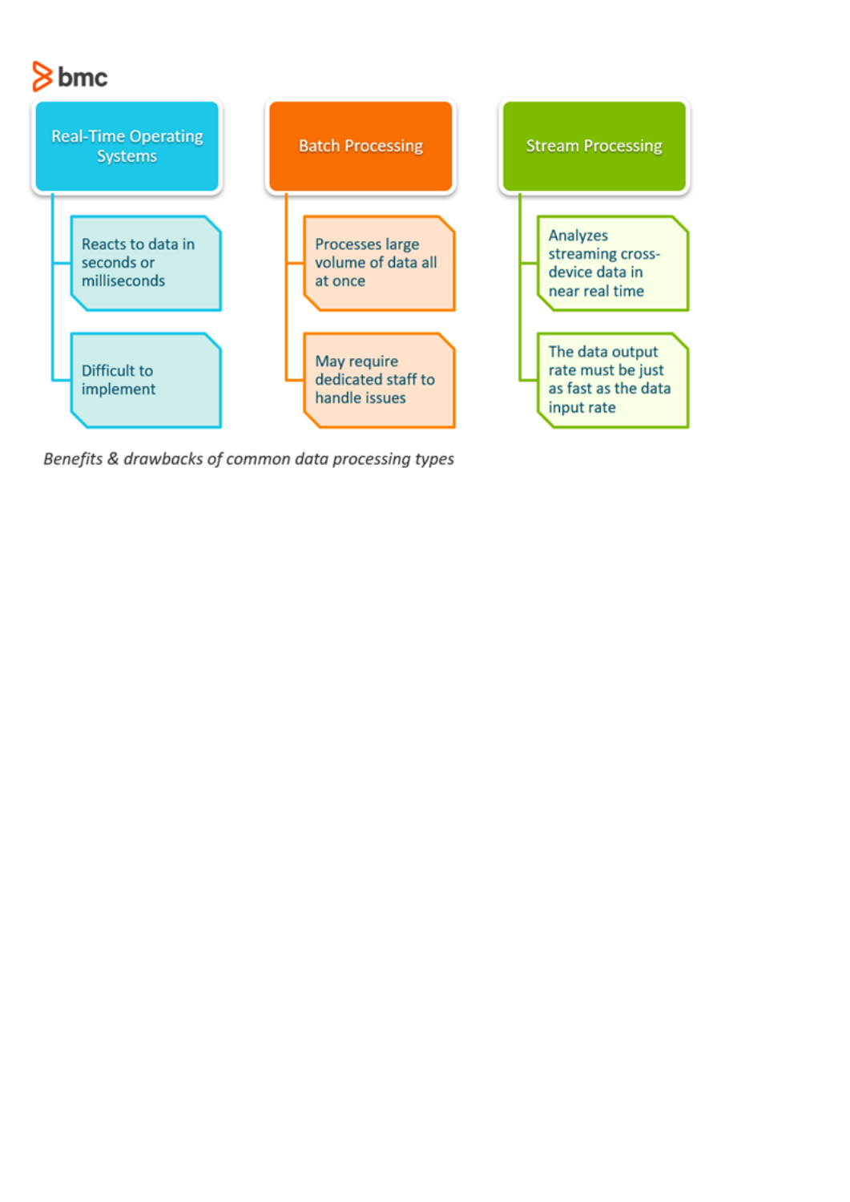bmc

Real-Time Operating Systems

- Reacts to data in seconds or milliseconds
- Difficult to implement

Batch Processing

- Processes large volume of data all at once
- May require dedicated staff to handle issues

Stream Processing

- Analyzes streaming cross-device data in near real time
- The data output rate must be just as fast as the data input rate

*Benefits & drawbacks of common data processing types*